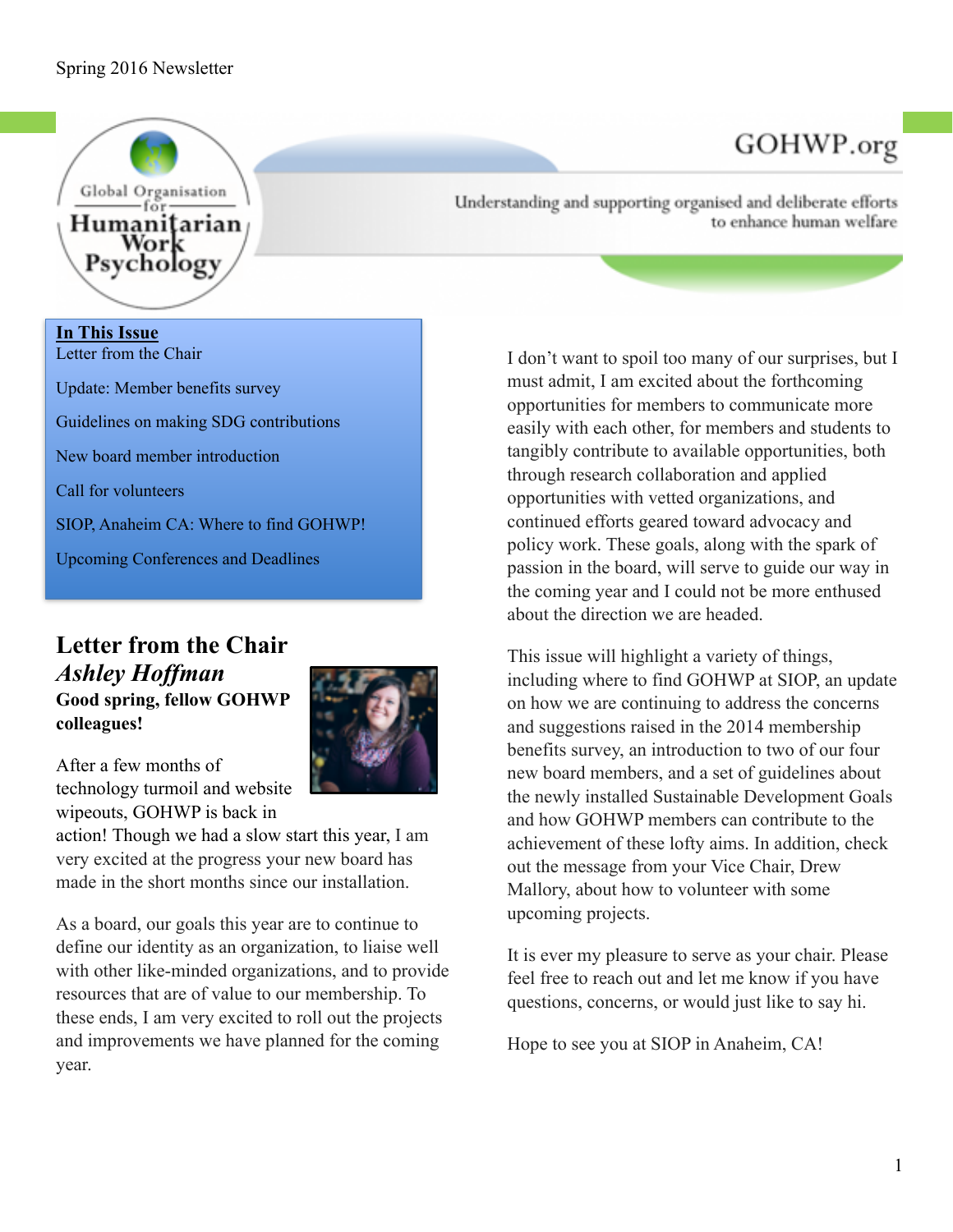Spring 2016 Newsletter

GOHWP.org

Global Organisation for Humanitarian Work Psychology

Understanding and supporting organised and deliberate efforts to enhance human welfare

**In This Issue**

Letter from the Chair

Update: Member benefits survey

Guidelines on making SDG contributions

New board member introduction

Call for volunteers

SIOP, Anaheim CA: Where to find GOHWP!

Upcoming Conferences and Deadlines

## Letter from the Chair

### *Ashley Hoffman*

**Good spring, fellow GOHWP colleagues!**

After a few months of technology turmoil and website wipeouts, GOHWP is back in action! Though we had a slow start this year, I am very excited at the progress your new board has made in the short months since our installation.

As a board, our goals this year are to continue to define our identity as an organization, to liaise well with other like-minded organizations, and to provide resources that are of value to our membership. To these ends, I am very excited to roll out the projects and improvements we have planned for the coming year.

I don't want to spoil too many of our surprises, but I must admit, I am excited about the forthcoming opportunities for members to communicate more easily with each other, for members and students to tangibly contribute to available opportunities, both through research collaboration and applied opportunities with vetted organizations, and continued efforts geared toward advocacy and policy work. These goals, along with the spark of passion in the board, will serve to guide our way in the coming year and I could not be more enthused about the direction we are headed.

This issue will highlight a variety of things, including where to find GOHWP at SIOP, an update on how we are continuing to address the concerns and suggestions raised in the 2014 membership benefits survey, an introduction to two of our four new board members, and a set of guidelines about the newly installed Sustainable Development Goals and how GOHWP members can contribute to the achievement of these lofty aims. In addition, check out the message from your Vice Chair, Drew Mallory, about how to volunteer with some upcoming projects.

It is ever my pleasure to serve as your chair. Please feel free to reach out and let me know if you have questions, concerns, or would just like to say hi.

Hope to see you at SIOP in Anaheim, CA!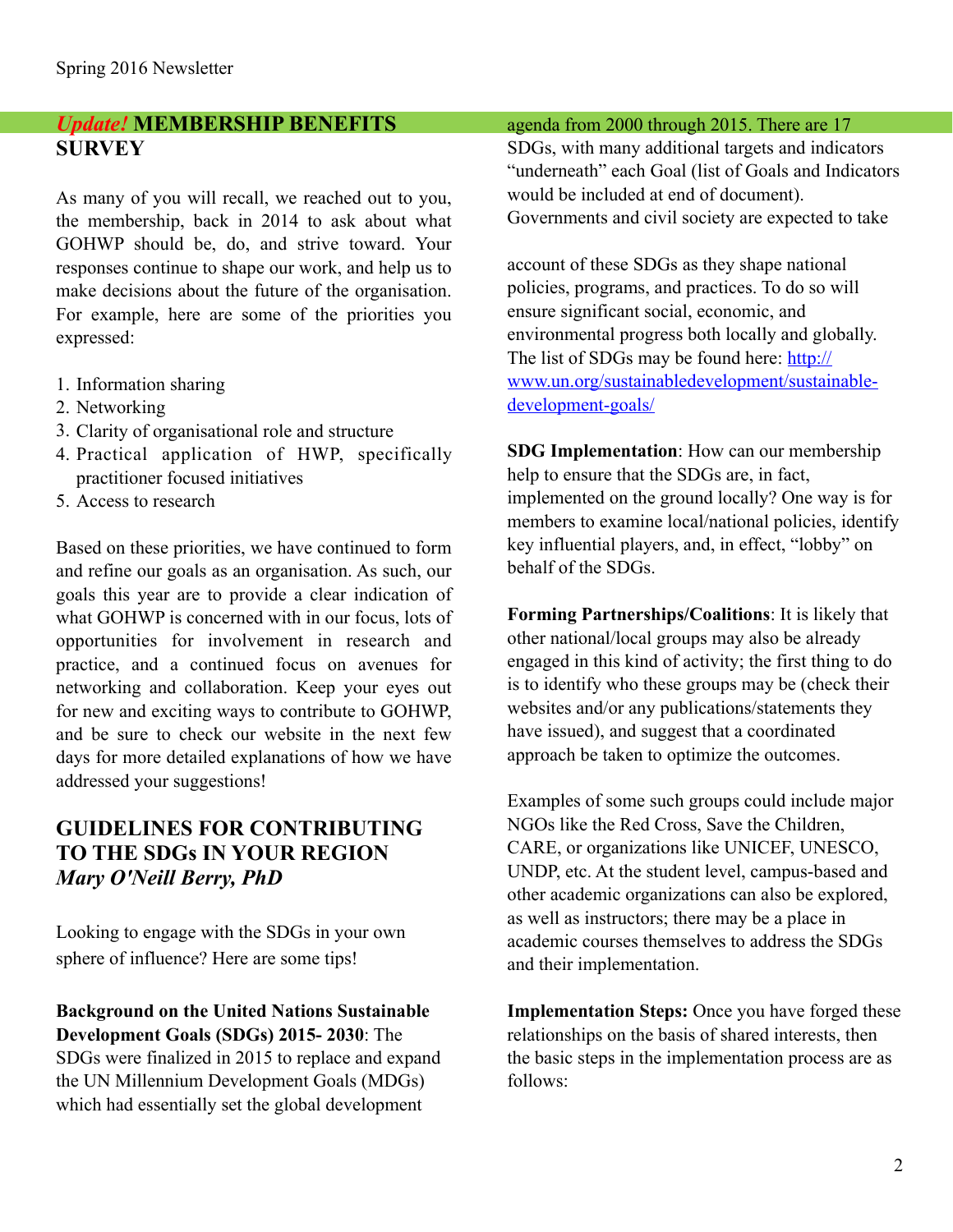## *Update!* MEMBERSHIP BENEFITS SURVEY

As many of you will recall, we reached out to you, the membership, back in 2014 to ask about what GOHWP should be, do, and strive toward. Your responses continue to shape our work, and help us to make decisions about the future of the organisation. For example, here are some of the priorities you expressed:

1. Information sharing
2. Networking
3. Clarity of organisational role and structure
4. Practical application of HWP, specifically practitioner focused initiatives
5. Access to research

Based on these priorities, we have continued to form and refine our goals as an organisation. As such, our goals this year are to provide a clear indication of what GOHWP is concerned with in our focus, lots of opportunities for involvement in research and practice, and a continued focus on avenues for networking and collaboration. Keep your eyes out for new and exciting ways to contribute to GOHWP, and be sure to check our website in the next few days for more detailed explanations of how we have addressed your suggestions!

## GUIDELINES FOR CONTRIBUTING TO THE SDGs IN YOUR REGION

*Mary O'Neill Berry, PhD*

Looking to engage with the SDGs in your own sphere of influence? Here are some tips!

**Background on the United Nations Sustainable Development Goals (SDGs) 2015- 2030**: The SDGs were finalized in 2015 to replace and expand the UN Millennium Development Goals (MDGs) which had essentially set the global development agenda from 2000 through 2015. There are 17 SDGs, with many additional targets and indicators "underneath" each Goal (list of Goals and Indicators would be included at end of document). Governments and civil society are expected to take account of these SDGs as they shape national policies, programs, and practices. To do so will ensure significant social, economic, and environmental progress both locally and globally. The list of SDGs may be found here: [http://www.un.org/sustainabledevelopment/sustainable-development-goals/](http://www.un.org/sustainabledevelopment/sustainable-development-goals/)

**SDG Implementation**: How can our membership help to ensure that the SDGs are, in fact, implemented on the ground locally? One way is for members to examine local/national policies, identify key influential players, and, in effect, "lobby" on behalf of the SDGs.

**Forming Partnerships/Coalitions**: It is likely that other national/local groups may also be already engaged in this kind of activity; the first thing to do is to identify who these groups may be (check their websites and/or any publications/statements they have issued), and suggest that a coordinated approach be taken to optimize the outcomes.

Examples of some such groups could include major NGOs like the Red Cross, Save the Children, CARE, or organizations like UNICEF, UNESCO, UNDP, etc. At the student level, campus-based and other academic organizations can also be explored, as well as instructors; there may be a place in academic courses themselves to address the SDGs and their implementation.

**Implementation Steps:** Once you have forged these relationships on the basis of shared interests, then the basic steps in the implementation process are as follows: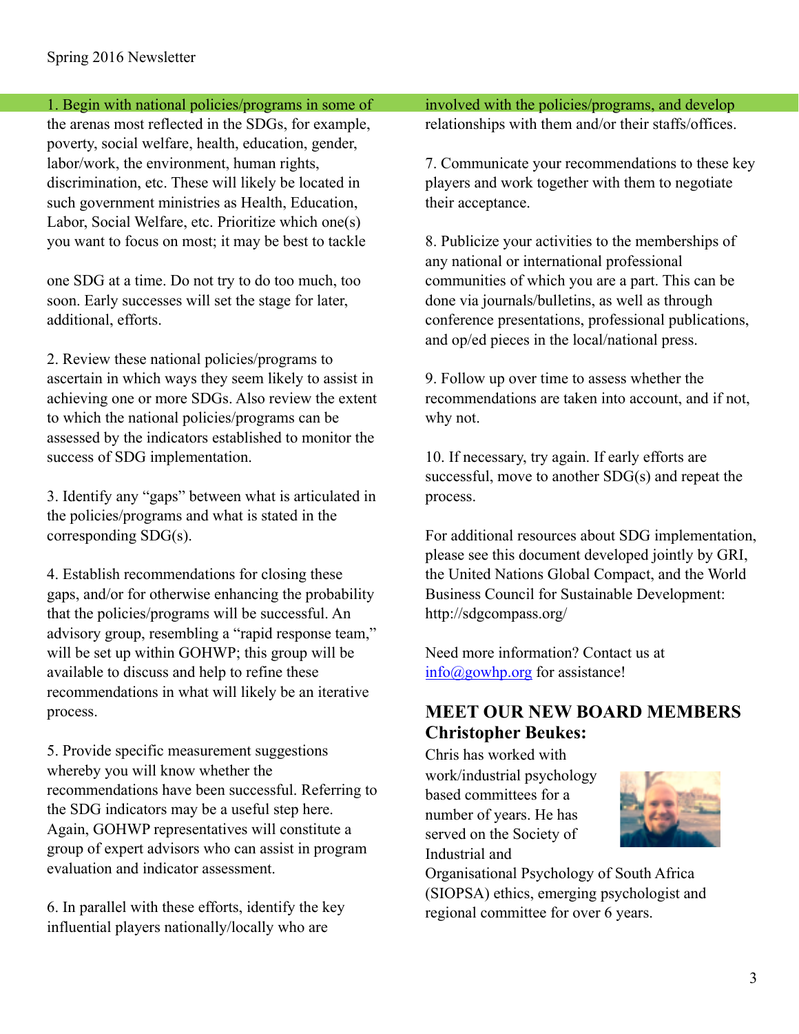1. Begin with national policies/programs in some of the arenas most reflected in the SDGs, for example, poverty, social welfare, health, education, gender, labor/work, the environment, human rights, discrimination, etc. These will likely be located in such government ministries as Health, Education, Labor, Social Welfare, etc. Prioritize which one(s) you want to focus on most; it may be best to tackle one SDG at a time. Do not try to do too much, too soon. Early successes will set the stage for later, additional, efforts.

2. Review these national policies/programs to ascertain in which ways they seem likely to assist in achieving one or more SDGs. Also review the extent to which the national policies/programs can be assessed by the indicators established to monitor the success of SDG implementation.

3. Identify any "gaps" between what is articulated in the policies/programs and what is stated in the corresponding SDG(s).

4. Establish recommendations for closing these gaps, and/or for otherwise enhancing the probability that the policies/programs will be successful. An advisory group, resembling a "rapid response team," will be set up within GOHWP; this group will be available to discuss and help to refine these recommendations in what will likely be an iterative process.

5. Provide specific measurement suggestions whereby you will know whether the recommendations have been successful. Referring to the SDG indicators may be a useful step here. Again, GOHWP representatives will constitute a group of expert advisors who can assist in program evaluation and indicator assessment.

6. In parallel with these efforts, identify the key influential players nationally/locally who are involved with the policies/programs, and develop relationships with them and/or their staffs/offices.

7. Communicate your recommendations to these key players and work together with them to negotiate their acceptance.

8. Publicize your activities to the memberships of any national or international professional communities of which you are a part. This can be done via journals/bulletins, as well as through conference presentations, professional publications, and op/ed pieces in the local/national press.

9. Follow up over time to assess whether the recommendations are taken into account, and if not, why not.

10. If necessary, try again. If early efforts are successful, move to another SDG(s) and repeat the process.

For additional resources about SDG implementation, please see this document developed jointly by GRI, the United Nations Global Compact, and the World Business Council for Sustainable Development: http://sdgcompass.org/

Need more information? Contact us at info@gowhp.org for assistance!

## MEET OUR NEW BOARD MEMBERS

### Christopher Beukes:

Chris has worked with work/industrial psychology based committees for a number of years. He has served on the Society of Industrial and Organisational Psychology of South Africa (SIOPSA) ethics, emerging psychologist and regional committee for over 6 years.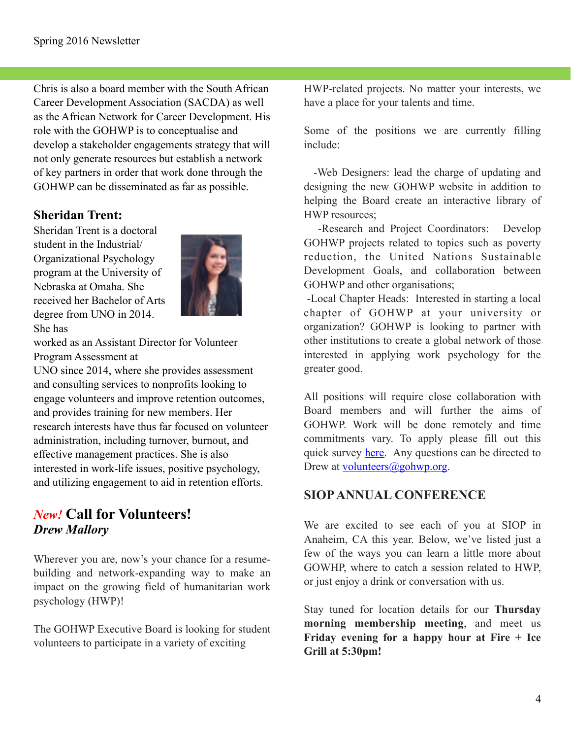Chris is also a board member with the South African Career Development Association (SACDA) as well as the African Network for Career Development. His role with the GOHWP is to conceptualise and develop a stakeholder engagements strategy that will not only generate resources but establish a network of key partners in order that work done through the GOHWP can be disseminated as far as possible.

### Sheridan Trent:

Sheridan Trent is a doctoral student in the Industrial/Organizational Psychology program at the University of Nebraska at Omaha. She received her Bachelor of Arts degree from UNO in 2014. She has worked as an Assistant Director for Volunteer Program Assessment at UNO since 2014, where she provides assessment and consulting services to nonprofits looking to engage volunteers and improve retention outcomes, and provides training for new members. Her research interests have thus far focused on volunteer administration, including turnover, burnout, and effective management practices. She is also interested in work-life issues, positive psychology, and utilizing engagement to aid in retention efforts.

## *New!* Call for Volunteers!

***Drew Mallory***

Wherever you are, now's your chance for a resume-building and network-expanding way to make an impact on the growing field of humanitarian work psychology (HWP)!

The GOHWP Executive Board is looking for student volunteers to participate in a variety of exciting HWP-related projects. No matter your interests, we have a place for your talents and time.

Some of the positions we are currently filling include:

- -Web Designers: lead the charge of updating and designing the new GOHWP website in addition to helping the Board create an interactive library of HWP resources;
- -Research and Project Coordinators: Develop GOHWP projects related to topics such as poverty reduction, the United Nations Sustainable Development Goals, and collaboration between GOHWP and other organisations;
- -Local Chapter Heads: Interested in starting a local chapter of GOHWP at your university or organization? GOHWP is looking to partner with other institutions to create a global network of those interested in applying work psychology for the greater good.

All positions will require close collaboration with Board members and will further the aims of GOHWP. Work will be done remotely and time commitments vary. To apply please fill out this quick survey here. Any questions can be directed to Drew at volunteers@gohwp.org.

## SIOP ANNUAL CONFERENCE

We are excited to see each of you at SIOP in Anaheim, CA this year. Below, we've listed just a few of the ways you can learn a little more about GOWHP, where to catch a session related to HWP, or just enjoy a drink or conversation with us.

Stay tuned for location details for our **Thursday morning membership meeting**, and meet us **Friday evening for a happy hour at Fire + Ice Grill at 5:30pm!**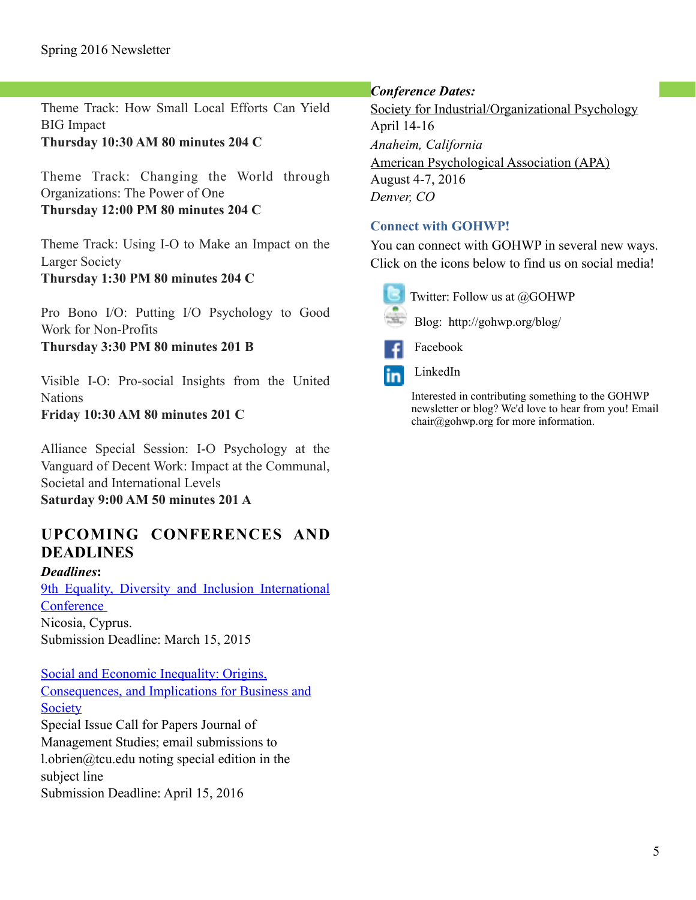Theme Track: How Small Local Efforts Can Yield BIG Impact
**Thursday 10:30 AM 80 minutes 204 C**

Theme Track: Changing the World through Organizations: The Power of One
**Thursday 12:00 PM 80 minutes 204 C**

Theme Track: Using I-O to Make an Impact on the Larger Society
**Thursday 1:30 PM 80 minutes 204 C**

Pro Bono I/O: Putting I/O Psychology to Good Work for Non-Profits
**Thursday 3:30 PM 80 minutes 201 B**

Visible I-O: Pro-social Insights from the United Nations
**Friday 10:30 AM 80 minutes 201 C**

Alliance Special Session: I-O Psychology at the Vanguard of Decent Work: Impact at the Communal, Societal and International Levels
**Saturday 9:00 AM 50 minutes 201 A**

## UPCOMING CONFERENCES AND DEADLINES

***Deadlines*:**

9th Equality, Diversity and Inclusion International Conference
Nicosia, Cyprus.
Submission Deadline: March 15, 2015

Social and Economic Inequality: Origins, Consequences, and Implications for Business and Society
Special Issue Call for Papers Journal of Management Studies; email submissions to l.obrien@tcu.edu noting special edition in the subject line
Submission Deadline: April 15, 2016

***Conference Dates:***

Society for Industrial/Organizational Psychology
April 14-16
*Anaheim, California*

American Psychological Association (APA)
August 4-7, 2016
*Denver, CO*

### Connect with GOHWP!

You can connect with GOHWP in several new ways. Click on the icons below to find us on social media!

Twitter: Follow us at @GOHWP

Blog: http://gohwp.org/blog/

Facebook

LinkedIn

Interested in contributing something to the GOHWP newsletter or blog? We'd love to hear from you! Email chair@gohwp.org for more information.